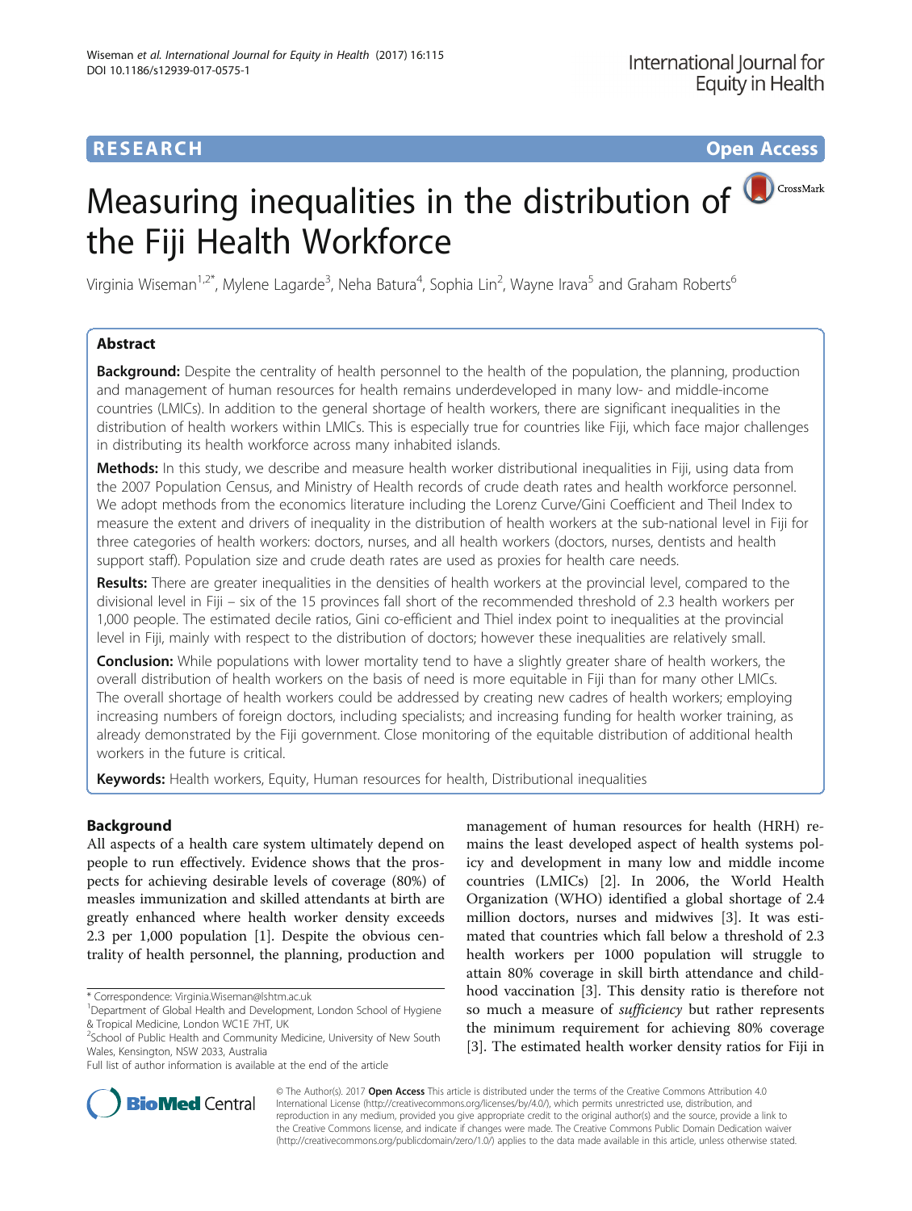**RESEARCH** **Open Access**

# Measuring inequalities in the distribution of the Fiji Health Workforce

Virginia Wiseman[1,2*], Mylene Lagarde[3], Neha Batura[4], Sophia Lin[2], Wayne Irava[5] and Graham Roberts[6]

## Abstract

**Background:** Despite the centrality of health personnel to the health of the population, the planning, production and management of human resources for health remains underdeveloped in many low- and middle-income countries (LMICs). In addition to the general shortage of health workers, there are significant inequalities in the distribution of health workers within LMICs. This is especially true for countries like Fiji, which face major challenges in distributing its health workforce across many inhabited islands.

**Methods:** In this study, we describe and measure health worker distributional inequalities in Fiji, using data from the 2007 Population Census, and Ministry of Health records of crude death rates and health workforce personnel. We adopt methods from the economics literature including the Lorenz Curve/Gini Coefficient and Theil Index to measure the extent and drivers of inequality in the distribution of health workers at the sub-national level in Fiji for three categories of health workers: doctors, nurses, and all health workers (doctors, nurses, dentists and health support staff). Population size and crude death rates are used as proxies for health care needs.

**Results:** There are greater inequalities in the densities of health workers at the provincial level, compared to the divisional level in Fiji – six of the 15 provinces fall short of the recommended threshold of 2.3 health workers per 1,000 people. The estimated decile ratios, Gini co-efficient and Thiel index point to inequalities at the provincial level in Fiji, mainly with respect to the distribution of doctors; however these inequalities are relatively small.

**Conclusion:** While populations with lower mortality tend to have a slightly greater share of health workers, the overall distribution of health workers on the basis of need is more equitable in Fiji than for many other LMICs. The overall shortage of health workers could be addressed by creating new cadres of health workers; employing increasing numbers of foreign doctors, including specialists; and increasing funding for health worker training, as already demonstrated by the Fiji government. Close monitoring of the equitable distribution of additional health workers in the future is critical.

**Keywords:** Health workers, Equity, Human resources for health, Distributional inequalities

## Background

All aspects of a health care system ultimately depend on people to run effectively. Evidence shows that the prospects for achieving desirable levels of coverage (80%) of measles immunization and skilled attendants at birth are greatly enhanced where health worker density exceeds 2.3 per 1,000 population [1]. Despite the obvious centrality of health personnel, the planning, production and management of human resources for health (HRH) remains the least developed aspect of health systems policy and development in many low and middle income countries (LMICs) [2]. In 2006, the World Health Organization (WHO) identified a global shortage of 2.4 million doctors, nurses and midwives [3]. It was estimated that countries which fall below a threshold of 2.3 health workers per 1000 population will struggle to attain 80% coverage in skill birth attendance and childhood vaccination [3]. This density ratio is therefore not so much a measure of *sufficiency* but rather represents the minimum requirement for achieving 80% coverage [3]. The estimated health worker density ratios for Fiji in

\* Correspondence: Virginia.Wiseman@lshtm.ac.uk
[1]Department of Global Health and Development, London School of Hygiene & Tropical Medicine, London WC1E 7HT, UK
[2]School of Public Health and Community Medicine, University of New South Wales, Kensington, NSW 2033, Australia
Full list of author information is available at the end of the article

© The Author(s). 2017 **Open Access** This article is distributed under the terms of the Creative Commons Attribution 4.0 International License (http://creativecommons.org/licenses/by/4.0/), which permits unrestricted use, distribution, and reproduction in any medium, provided you give appropriate credit to the original author(s) and the source, provide a link to the Creative Commons license, and indicate if changes were made. The Creative Commons Public Domain Dedication waiver (http://creativecommons.org/publicdomain/zero/1.0/) applies to the data made available in this article, unless otherwise stated.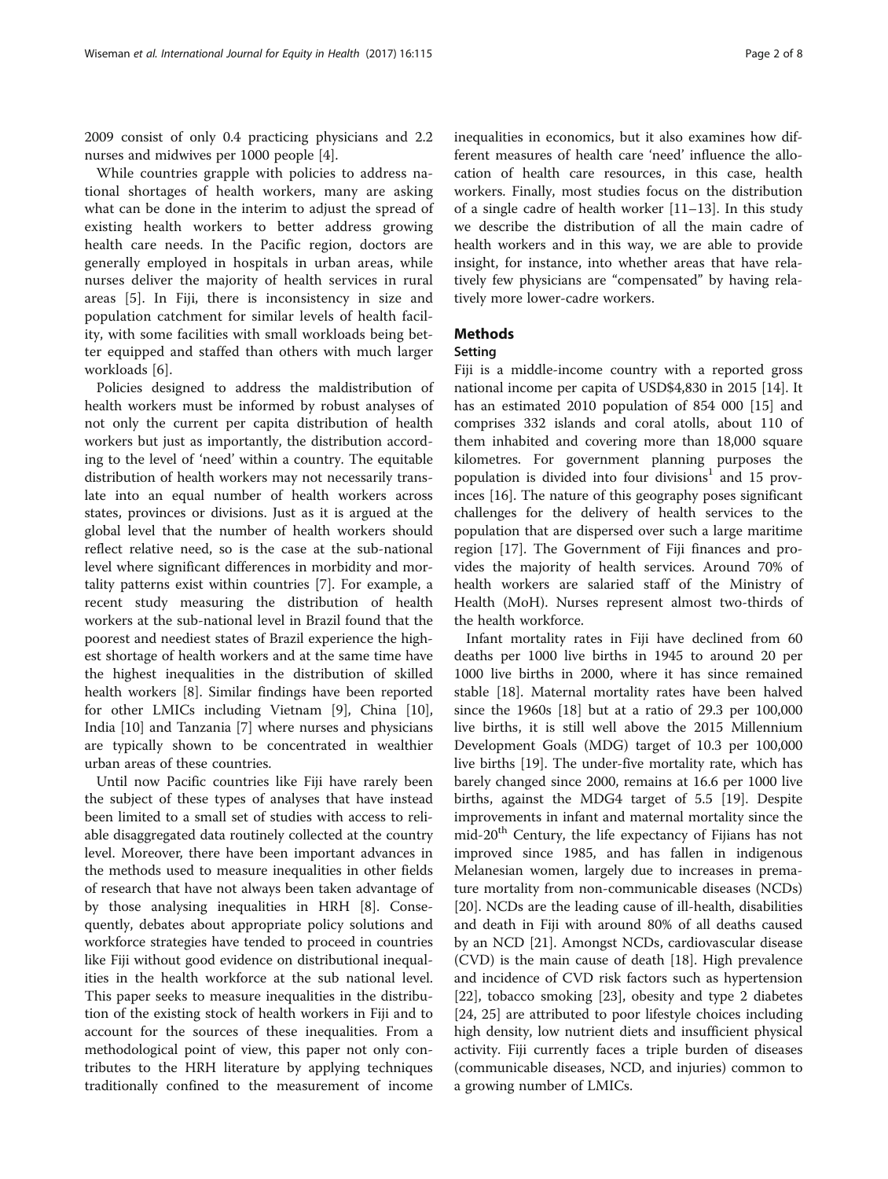2009 consist of only 0.4 practicing physicians and 2.2 nurses and midwives per 1000 people [4].

While countries grapple with policies to address national shortages of health workers, many are asking what can be done in the interim to adjust the spread of existing health workers to better address growing health care needs. In the Pacific region, doctors are generally employed in hospitals in urban areas, while nurses deliver the majority of health services in rural areas [5]. In Fiji, there is inconsistency in size and population catchment for similar levels of health facility, with some facilities with small workloads being better equipped and staffed than others with much larger workloads [6].

Policies designed to address the maldistribution of health workers must be informed by robust analyses of not only the current per capita distribution of health workers but just as importantly, the distribution according to the level of 'need' within a country. The equitable distribution of health workers may not necessarily translate into an equal number of health workers across states, provinces or divisions. Just as it is argued at the global level that the number of health workers should reflect relative need, so is the case at the sub-national level where significant differences in morbidity and mortality patterns exist within countries [7]. For example, a recent study measuring the distribution of health workers at the sub-national level in Brazil found that the poorest and neediest states of Brazil experience the highest shortage of health workers and at the same time have the highest inequalities in the distribution of skilled health workers [8]. Similar findings have been reported for other LMICs including Vietnam [9], China [10], India [10] and Tanzania [7] where nurses and physicians are typically shown to be concentrated in wealthier urban areas of these countries.

Until now Pacific countries like Fiji have rarely been the subject of these types of analyses that have instead been limited to a small set of studies with access to reliable disaggregated data routinely collected at the country level. Moreover, there have been important advances in the methods used to measure inequalities in other fields of research that have not always been taken advantage of by those analysing inequalities in HRH [8]. Consequently, debates about appropriate policy solutions and workforce strategies have tended to proceed in countries like Fiji without good evidence on distributional inequalities in the health workforce at the sub national level. This paper seeks to measure inequalities in the distribution of the existing stock of health workers in Fiji and to account for the sources of these inequalities. From a methodological point of view, this paper not only contributes to the HRH literature by applying techniques traditionally confined to the measurement of income inequalities in economics, but it also examines how different measures of health care 'need' influence the allocation of health care resources, in this case, health workers. Finally, most studies focus on the distribution of a single cadre of health worker [11–13]. In this study we describe the distribution of all the main cadre of health workers and in this way, we are able to provide insight, for instance, into whether areas that have relatively few physicians are "compensated" by having relatively more lower-cadre workers.

## Methods

### Setting

Fiji is a middle-income country with a reported gross national income per capita of USD$4,830 in 2015 [14]. It has an estimated 2010 population of 854 000 [15] and comprises 332 islands and coral atolls, about 110 of them inhabited and covering more than 18,000 square kilometres. For government planning purposes the population is divided into four divisions[1] and 15 provinces [16]. The nature of this geography poses significant challenges for the delivery of health services to the population that are dispersed over such a large maritime region [17]. The Government of Fiji finances and provides the majority of health services. Around 70% of health workers are salaried staff of the Ministry of Health (MoH). Nurses represent almost two-thirds of the health workforce.

Infant mortality rates in Fiji have declined from 60 deaths per 1000 live births in 1945 to around 20 per 1000 live births in 2000, where it has since remained stable [18]. Maternal mortality rates have been halved since the 1960s [18] but at a ratio of 29.3 per 100,000 live births, it is still well above the 2015 Millennium Development Goals (MDG) target of 10.3 per 100,000 live births [19]. The under-five mortality rate, which has barely changed since 2000, remains at 16.6 per 1000 live births, against the MDG4 target of 5.5 [19]. Despite improvements in infant and maternal mortality since the mid-20th Century, the life expectancy of Fijians has not improved since 1985, and has fallen in indigenous Melanesian women, largely due to increases in premature mortality from non-communicable diseases (NCDs) [20]. NCDs are the leading cause of ill-health, disabilities and death in Fiji with around 80% of all deaths caused by an NCD [21]. Amongst NCDs, cardiovascular disease (CVD) is the main cause of death [18]. High prevalence and incidence of CVD risk factors such as hypertension [22], tobacco smoking [23], obesity and type 2 diabetes [24, 25] are attributed to poor lifestyle choices including high density, low nutrient diets and insufficient physical activity. Fiji currently faces a triple burden of diseases (communicable diseases, NCD, and injuries) common to a growing number of LMICs.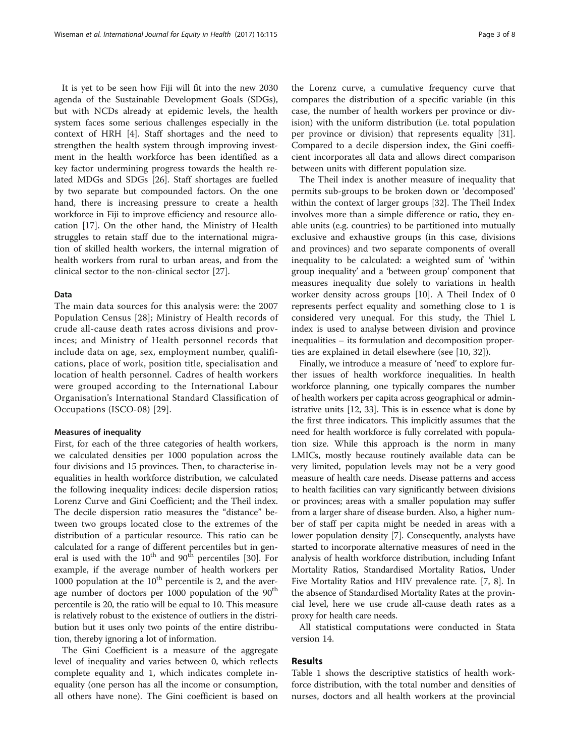It is yet to be seen how Fiji will fit into the new 2030 agenda of the Sustainable Development Goals (SDGs), but with NCDs already at epidemic levels, the health system faces some serious challenges especially in the context of HRH [4]. Staff shortages and the need to strengthen the health system through improving investment in the health workforce has been identified as a key factor undermining progress towards the health related MDGs and SDGs [26]. Staff shortages are fuelled by two separate but compounded factors. On the one hand, there is increasing pressure to create a health workforce in Fiji to improve efficiency and resource allocation [17]. On the other hand, the Ministry of Health struggles to retain staff due to the international migration of skilled health workers, the internal migration of health workers from rural to urban areas, and from the clinical sector to the non-clinical sector [27].

## Data

The main data sources for this analysis were: the 2007 Population Census [28]; Ministry of Health records of crude all-cause death rates across divisions and provinces; and Ministry of Health personnel records that include data on age, sex, employment number, qualifications, place of work, position title, specialisation and location of health personnel. Cadres of health workers were grouped according to the International Labour Organisation's International Standard Classification of Occupations (ISCO-08) [29].

### Measures of inequality

First, for each of the three categories of health workers, we calculated densities per 1000 population across the four divisions and 15 provinces. Then, to characterise inequalities in health workforce distribution, we calculated the following inequality indices: decile dispersion ratios; Lorenz Curve and Gini Coefficient; and the Theil index. The decile dispersion ratio measures the "distance" between two groups located close to the extremes of the distribution of a particular resource. This ratio can be calculated for a range of different percentiles but in general is used with the 10$^{th}$ and 90$^{th}$ percentiles [30]. For example, if the average number of health workers per 1000 population at the 10$^{th}$ percentile is 2, and the average number of doctors per 1000 population of the 90$^{th}$ percentile is 20, the ratio will be equal to 10. This measure is relatively robust to the existence of outliers in the distribution but it uses only two points of the entire distribution, thereby ignoring a lot of information.

The Gini Coefficient is a measure of the aggregate level of inequality and varies between 0, which reflects complete equality and 1, which indicates complete inequality (one person has all the income or consumption, all others have none). The Gini coefficient is based on the Lorenz curve, a cumulative frequency curve that compares the distribution of a specific variable (in this case, the number of health workers per province or division) with the uniform distribution (i.e. total population per province or division) that represents equality [31]. Compared to a decile dispersion index, the Gini coefficient incorporates all data and allows direct comparison between units with different population size.

The Theil index is another measure of inequality that permits sub-groups to be broken down or 'decomposed' within the context of larger groups [32]. The Theil Index involves more than a simple difference or ratio, they enable units (e.g. countries) to be partitioned into mutually exclusive and exhaustive groups (in this case, divisions and provinces) and two separate components of overall inequality to be calculated: a weighted sum of 'within group inequality' and a 'between group' component that measures inequality due solely to variations in health worker density across groups [10]. A Theil Index of 0 represents perfect equality and something close to 1 is considered very unequal. For this study, the Thiel L index is used to analyse between division and province inequalities – its formulation and decomposition properties are explained in detail elsewhere (see [10, 32]).

Finally, we introduce a measure of 'need' to explore further issues of health workforce inequalities. In health workforce planning, one typically compares the number of health workers per capita across geographical or administrative units [12, 33]. This is in essence what is done by the first three indicators. This implicitly assumes that the need for health workforce is fully correlated with population size. While this approach is the norm in many LMICs, mostly because routinely available data can be very limited, population levels may not be a very good measure of health care needs. Disease patterns and access to health facilities can vary significantly between divisions or provinces; areas with a smaller population may suffer from a larger share of disease burden. Also, a higher number of staff per capita might be needed in areas with a lower population density [7]. Consequently, analysts have started to incorporate alternative measures of need in the analysis of health workforce distribution, including Infant Mortality Ratios, Standardised Mortality Ratios, Under Five Mortality Ratios and HIV prevalence rate. [7, 8]. In the absence of Standardised Mortality Rates at the provincial level, here we use crude all-cause death rates as a proxy for health care needs.

All statistical computations were conducted in Stata version 14.

## Results

Table 1 shows the descriptive statistics of health workforce distribution, with the total number and densities of nurses, doctors and all health workers at the provincial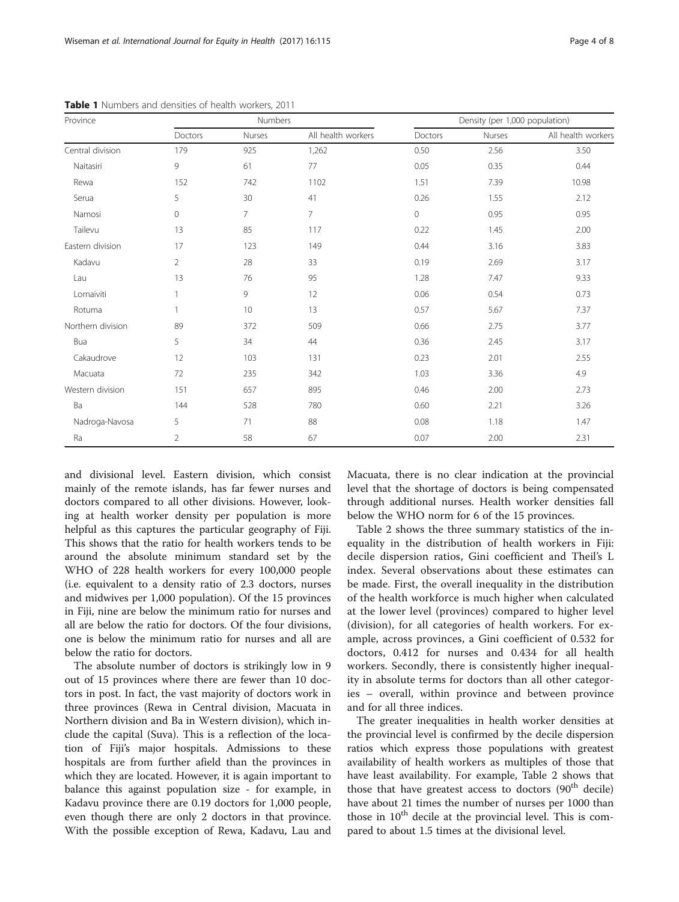**Table 1** Numbers and densities of health workers, 2011

| Province | Numbers | | | Density (per 1,000 population) | | |
|---|---|---|---|---|---|---|
| | Doctors | Nurses | All health workers | Doctors | Nurses | All health workers |
| Central division | 179 | 925 | 1,262 | 0.50 | 2.56 | 3.50 |
| Naitasiri | 9 | 61 | 77 | 0.05 | 0.35 | 0.44 |
| Rewa | 152 | 742 | 1102 | 1.51 | 7.39 | 10.98 |
| Serua | 5 | 30 | 41 | 0.26 | 1.55 | 2.12 |
| Namosi | 0 | 7 | 7 | 0 | 0.95 | 0.95 |
| Tailevu | 13 | 85 | 117 | 0.22 | 1.45 | 2.00 |
| Eastern division | 17 | 123 | 149 | 0.44 | 3.16 | 3.83 |
| Kadavu | 2 | 28 | 33 | 0.19 | 2.69 | 3.17 |
| Lau | 13 | 76 | 95 | 1.28 | 7.47 | 9.33 |
| Lomaiviti | 1 | 9 | 12 | 0.06 | 0.54 | 0.73 |
| Rotuma | 1 | 10 | 13 | 0.57 | 5.67 | 7.37 |
| Northern division | 89 | 372 | 509 | 0.66 | 2.75 | 3.77 |
| Bua | 5 | 34 | 44 | 0.36 | 2.45 | 3.17 |
| Cakaudrove | 12 | 103 | 131 | 0.23 | 2.01 | 2.55 |
| Macuata | 72 | 235 | 342 | 1.03 | 3.36 | 4.9 |
| Western division | 151 | 657 | 895 | 0.46 | 2.00 | 2.73 |
| Ba | 144 | 528 | 780 | 0.60 | 2.21 | 3.26 |
| Nadroga-Navosa | 5 | 71 | 88 | 0.08 | 1.18 | 1.47 |
| Ra | 2 | 58 | 67 | 0.07 | 2.00 | 2.31 |

and divisional level. Eastern division, which consist mainly of the remote islands, has far fewer nurses and doctors compared to all other divisions. However, looking at health worker density per population is more helpful as this captures the particular geography of Fiji. This shows that the ratio for health workers tends to be around the absolute minimum standard set by the WHO of 228 health workers for every 100,000 people (i.e. equivalent to a density ratio of 2.3 doctors, nurses and midwives per 1,000 population). Of the 15 provinces in Fiji, nine are below the minimum ratio for nurses and all are below the ratio for doctors. Of the four divisions, one is below the minimum ratio for nurses and all are below the ratio for doctors.

The absolute number of doctors is strikingly low in 9 out of 15 provinces where there are fewer than 10 doctors in post. In fact, the vast majority of doctors work in three provinces (Rewa in Central division, Macuata in Northern division and Ba in Western division), which include the capital (Suva). This is a reflection of the location of Fiji's major hospitals. Admissions to these hospitals are from further afield than the provinces in which they are located. However, it is again important to balance this against population size - for example, in Kadavu province there are 0.19 doctors for 1,000 people, even though there are only 2 doctors in that province. With the possible exception of Rewa, Kadavu, Lau and Macuata, there is no clear indication at the provincial level that the shortage of doctors is being compensated through additional nurses. Health worker densities fall below the WHO norm for 6 of the 15 provinces.

Table 2 shows the three summary statistics of the inequality in the distribution of health workers in Fiji: decile dispersion ratios, Gini coefficient and Theil's L index. Several observations about these estimates can be made. First, the overall inequality in the distribution of the health workforce is much higher when calculated at the lower level (provinces) compared to higher level (division), for all categories of health workers. For example, across provinces, a Gini coefficient of 0.532 for doctors, 0.412 for nurses and 0.434 for all health workers. Secondly, there is consistently higher inequality in absolute terms for doctors than all other categories – overall, within province and between province and for all three indices.

The greater inequalities in health worker densities at the provincial level is confirmed by the decile dispersion ratios which express those populations with greatest availability of health workers as multiples of those that have least availability. For example, Table 2 shows that those that have greatest access to doctors (90th decile) have about 21 times the number of nurses per 1000 than those in 10th decile at the provincial level. This is compared to about 1.5 times at the divisional level.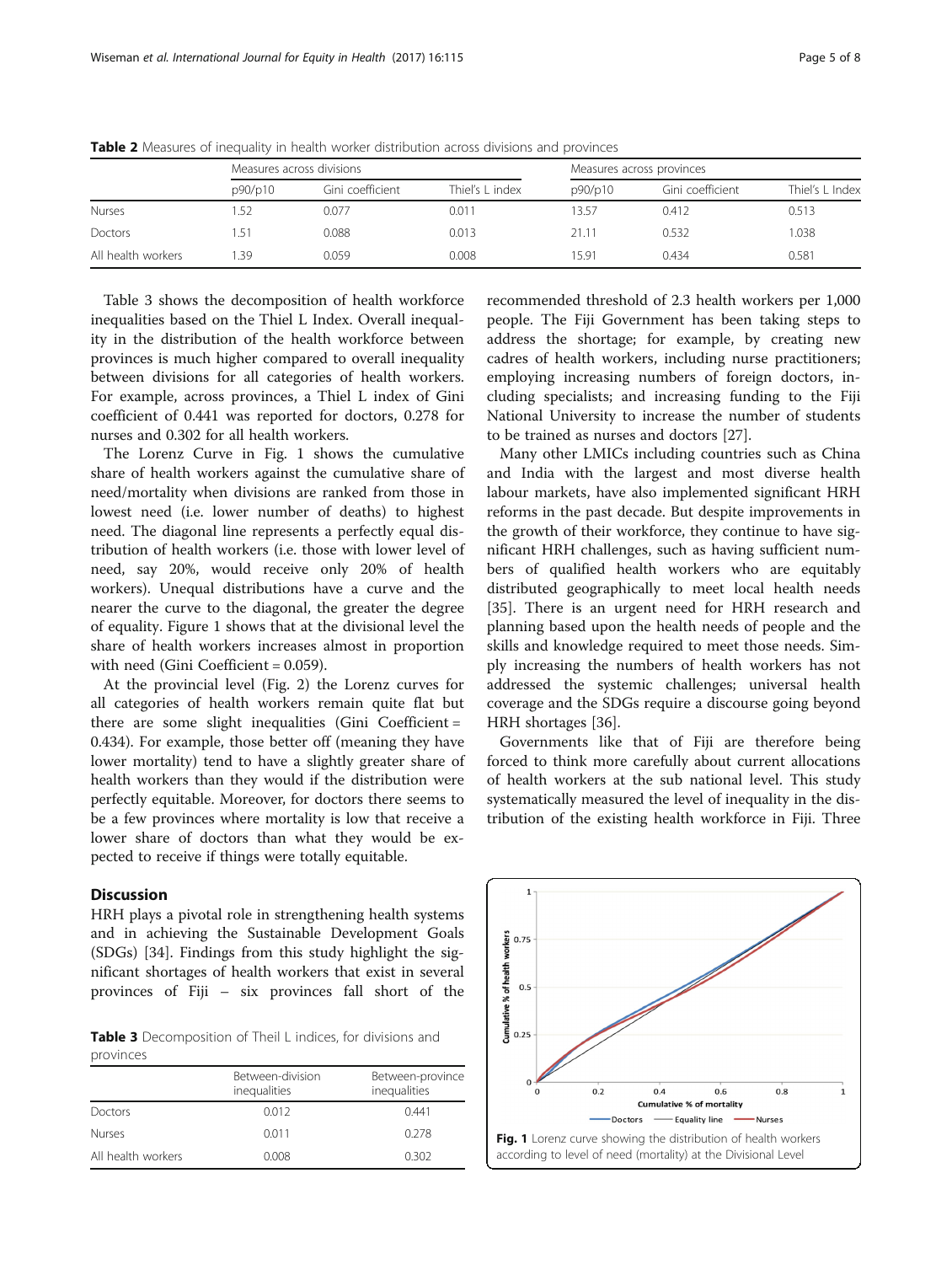**Table 2** Measures of inequality in health worker distribution across divisions and provinces

| | Measures across divisions | | | Measures across provinces | | |
|---|---|---|---|---|---|---|
| | p90/p10 | Gini coefficient | Thiel's L index | p90/p10 | Gini coefficient | Thiel's L Index |
| Nurses | 1.52 | 0.077 | 0.011 | 13.57 | 0.412 | 0.513 |
| Doctors | 1.51 | 0.088 | 0.013 | 21.11 | 0.532 | 1.038 |
| All health workers | 1.39 | 0.059 | 0.008 | 15.91 | 0.434 | 0.581 |

Table 3 shows the decomposition of health workforce inequalities based on the Thiel L Index. Overall inequality in the distribution of the health workforce between provinces is much higher compared to overall inequality between divisions for all categories of health workers. For example, across provinces, a Thiel L index of Gini coefficient of 0.441 was reported for doctors, 0.278 for nurses and 0.302 for all health workers.

The Lorenz Curve in Fig. 1 shows the cumulative share of health workers against the cumulative share of need/mortality when divisions are ranked from those in lowest need (i.e. lower number of deaths) to highest need. The diagonal line represents a perfectly equal distribution of health workers (i.e. those with lower level of need, say 20%, would receive only 20% of health workers). Unequal distributions have a curve and the nearer the curve to the diagonal, the greater the degree of equality. Figure 1 shows that at the divisional level the share of health workers increases almost in proportion with need (Gini Coefficient = 0.059).

At the provincial level (Fig. 2) the Lorenz curves for all categories of health workers remain quite flat but there are some slight inequalities (Gini Coefficient = 0.434). For example, those better off (meaning they have lower mortality) tend to have a slightly greater share of health workers than they would if the distribution were perfectly equitable. Moreover, for doctors there seems to be a few provinces where mortality is low that receive a lower share of doctors than what they would be expected to receive if things were totally equitable.

## Discussion

HRH plays a pivotal role in strengthening health systems and in achieving the Sustainable Development Goals (SDGs) [34]. Findings from this study highlight the significant shortages of health workers that exist in several provinces of Fiji – six provinces fall short of the recommended threshold of 2.3 health workers per 1,000 people. The Fiji Government has been taking steps to address the shortage; for example, by creating new cadres of health workers, including nurse practitioners; employing increasing numbers of foreign doctors, including specialists; and increasing funding to the Fiji National University to increase the number of students to be trained as nurses and doctors [27].

**Table 3** Decomposition of Theil L indices, for divisions and provinces

| | Between-division inequalities | Between-province inequalities |
|---|---|---|
| Doctors | 0.012 | 0.441 |
| Nurses | 0.011 | 0.278 |
| All health workers | 0.008 | 0.302 |

Many other LMICs including countries such as China and India with the largest and most diverse health labour markets, have also implemented significant HRH reforms in the past decade. But despite improvements in the growth of their workforce, they continue to have significant HRH challenges, such as having sufficient numbers of qualified health workers who are equitably distributed geographically to meet local health needs [35]. There is an urgent need for HRH research and planning based upon the health needs of people and the skills and knowledge required to meet those needs. Simply increasing the numbers of health workers has not addressed the systemic challenges; universal health coverage and the SDGs require a discourse going beyond HRH shortages [36].

Governments like that of Fiji are therefore being forced to think more carefully about current allocations of health workers at the sub national level. This study systematically measured the level of inequality in the distribution of the existing health workforce in Fiji. Three

**Fig. 1** Lorenz curve showing the distribution of health workers according to level of need (mortality) at the Divisional Level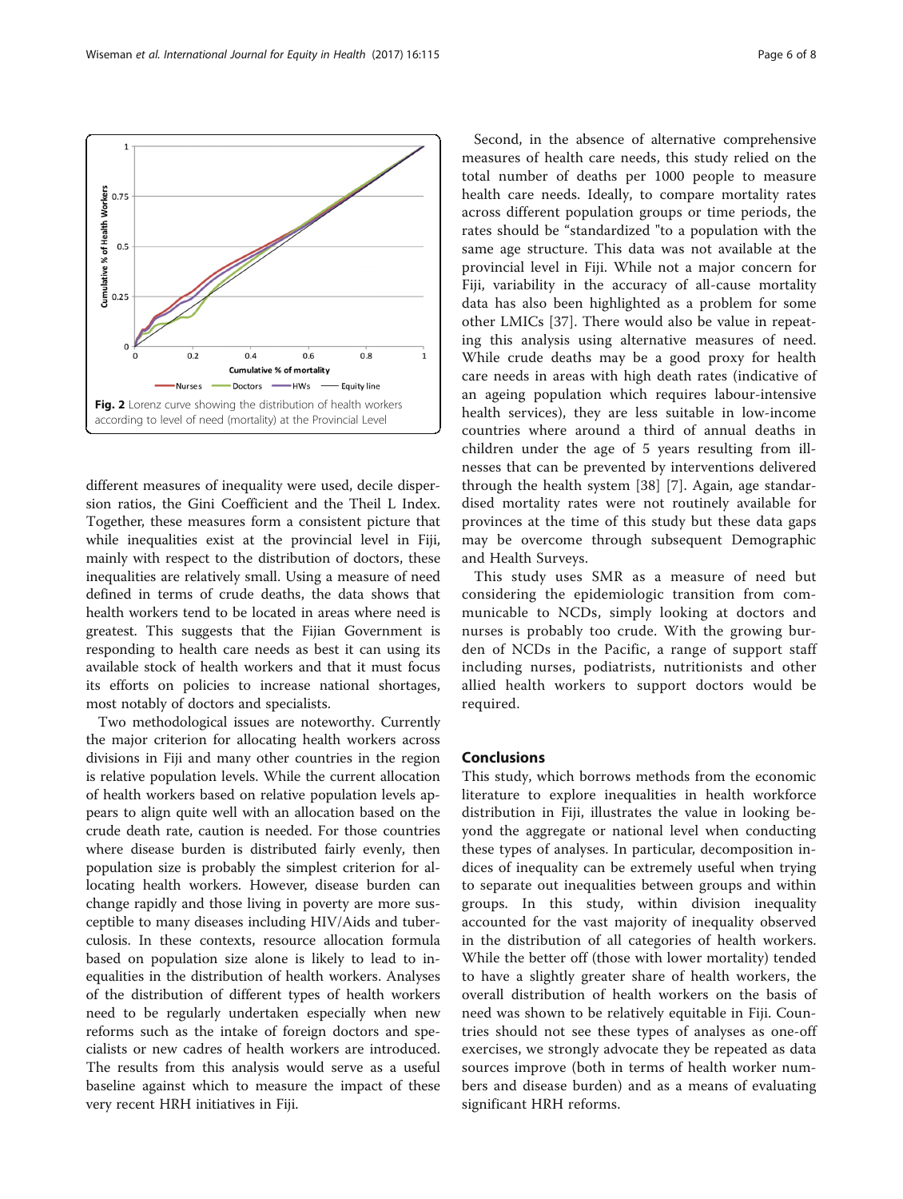Fig. 2 Lorenz curve showing the distribution of health workers according to level of need (mortality) at the Provincial Level

different measures of inequality were used, decile dispersion ratios, the Gini Coefficient and the Theil L Index. Together, these measures form a consistent picture that while inequalities exist at the provincial level in Fiji, mainly with respect to the distribution of doctors, these inequalities are relatively small. Using a measure of need defined in terms of crude deaths, the data shows that health workers tend to be located in areas where need is greatest. This suggests that the Fijian Government is responding to health care needs as best it can using its available stock of health workers and that it must focus its efforts on policies to increase national shortages, most notably of doctors and specialists.

Two methodological issues are noteworthy. Currently the major criterion for allocating health workers across divisions in Fiji and many other countries in the region is relative population levels. While the current allocation of health workers based on relative population levels appears to align quite well with an allocation based on the crude death rate, caution is needed. For those countries where disease burden is distributed fairly evenly, then population size is probably the simplest criterion for allocating health workers. However, disease burden can change rapidly and those living in poverty are more susceptible to many diseases including HIV/Aids and tuberculosis. In these contexts, resource allocation formula based on population size alone is likely to lead to inequalities in the distribution of health workers. Analyses of the distribution of different types of health workers need to be regularly undertaken especially when new reforms such as the intake of foreign doctors and specialists or new cadres of health workers are introduced. The results from this analysis would serve as a useful baseline against which to measure the impact of these very recent HRH initiatives in Fiji.

Second, in the absence of alternative comprehensive measures of health care needs, this study relied on the total number of deaths per 1000 people to measure health care needs. Ideally, to compare mortality rates across different population groups or time periods, the rates should be "standardized "to a population with the same age structure. This data was not available at the provincial level in Fiji. While not a major concern for Fiji, variability in the accuracy of all-cause mortality data has also been highlighted as a problem for some other LMICs [37]. There would also be value in repeating this analysis using alternative measures of need. While crude deaths may be a good proxy for health care needs in areas with high death rates (indicative of an ageing population which requires labour-intensive health services), they are less suitable in low-income countries where around a third of annual deaths in children under the age of 5 years resulting from illnesses that can be prevented by interventions delivered through the health system [38] [7]. Again, age standardised mortality rates were not routinely available for provinces at the time of this study but these data gaps may be overcome through subsequent Demographic and Health Surveys.

This study uses SMR as a measure of need but considering the epidemiologic transition from communicable to NCDs, simply looking at doctors and nurses is probably too crude. With the growing burden of NCDs in the Pacific, a range of support staff including nurses, podiatrists, nutritionists and other allied health workers to support doctors would be required.

## Conclusions

This study, which borrows methods from the economic literature to explore inequalities in health workforce distribution in Fiji, illustrates the value in looking beyond the aggregate or national level when conducting these types of analyses. In particular, decomposition indices of inequality can be extremely useful when trying to separate out inequalities between groups and within groups. In this study, within division inequality accounted for the vast majority of inequality observed in the distribution of all categories of health workers. While the better off (those with lower mortality) tended to have a slightly greater share of health workers, the overall distribution of health workers on the basis of need was shown to be relatively equitable in Fiji. Countries should not see these types of analyses as one-off exercises, we strongly advocate they be repeated as data sources improve (both in terms of health worker numbers and disease burden) and as a means of evaluating significant HRH reforms.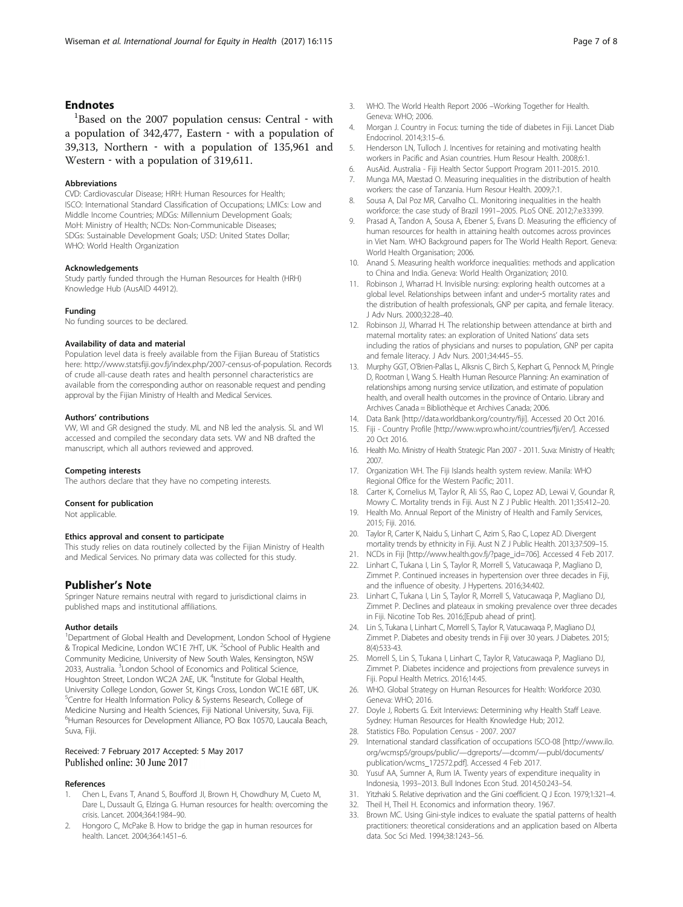## Endnotes

[1]Based on the 2007 population census: Central ‐ with a population of 342,477, Eastern ‐ with a population of 39,313, Northern ‐ with a population of 135,961 and Western ‐ with a population of 319,611.

#### Abbreviations

CVD: Cardiovascular Disease; HRH: Human Resources for Health; ISCO: International Standard Classification of Occupations; LMICs: Low and Middle Income Countries; MDGs: Millennium Development Goals; MoH: Ministry of Health; NCDs: Non-Communicable Diseases; SDGs: Sustainable Development Goals; USD: United States Dollar; WHO: World Health Organization

#### Acknowledgements

Study partly funded through the Human Resources for Health (HRH) Knowledge Hub (AusAID 44912).

#### Funding

No funding sources to be declared.

#### Availability of data and material

Population level data is freely available from the Fijian Bureau of Statistics here: http://www.statsfiji.gov.fj/index.php/2007-census-of-population. Records of crude all-cause death rates and health personnel characteristics are available from the corresponding author on reasonable request and pending approval by the Fijian Ministry of Health and Medical Services.

#### Authors' contributions

VW, WI and GR designed the study. ML and NB led the analysis. SL and WI accessed and compiled the secondary data sets. VW and NB drafted the manuscript, which all authors reviewed and approved.

#### Competing interests

The authors declare that they have no competing interests.

#### Consent for publication

Not applicable.

#### Ethics approval and consent to participate

This study relies on data routinely collected by the Fijian Ministry of Health and Medical Services. No primary data was collected for this study.

## Publisher's Note

Springer Nature remains neutral with regard to jurisdictional claims in published maps and institutional affiliations.

#### Author details

[1]Department of Global Health and Development, London School of Hygiene & Tropical Medicine, London WC1E 7HT, UK. [2]School of Public Health and Community Medicine, University of New South Wales, Kensington, NSW 2033, Australia. [3]London School of Economics and Political Science, Houghton Street, London WC2A 2AE, UK. [4]Institute for Global Health, University College London, Gower St, Kings Cross, London WC1E 6BT, UK. [5]Centre for Health Information Policy & Systems Research, College of Medicine Nursing and Health Sciences, Fiji National University, Suva, Fiji. [6]Human Resources for Development Alliance, PO Box 10570, Laucala Beach, Suva, Fiji.

Received: 7 February 2017 Accepted: 5 May 2017
Published online: 30 June 2017

#### References

1. Chen L, Evans T, Anand S, Boufford JI, Brown H, Chowdhury M, Cueto M, Dare L, Dussault G, Elzinga G. Human resources for health: overcoming the crisis. Lancet. 2004;364:1984–90.
2. Hongoro C, McPake B. How to bridge the gap in human resources for health. Lancet. 2004;364:1451–6.
3. WHO. The World Health Report 2006 –Working Together for Health. Geneva: WHO; 2006.
4. Morgan J. Country in Focus: turning the tide of diabetes in Fiji. Lancet Diab Endocrinol. 2014;3:15–6.
5. Henderson LN, Tulloch J. Incentives for retaining and motivating health workers in Pacific and Asian countries. Hum Resour Health. 2008;6:1.
6. AusAid. Australia - Fiji Health Sector Support Program 2011-2015. 2010.
7. Munga MA, Mæstad O. Measuring inequalities in the distribution of health workers: the case of Tanzania. Hum Resour Health. 2009;7:1.
8. Sousa A, Dal Poz MR, Carvalho CL. Monitoring inequalities in the health workforce: the case study of Brazil 1991–2005. PLoS ONE. 2012;7:e33399.
9. Prasad A, Tandon A, Sousa A, Ebener S, Evans D. Measuring the efficiency of human resources for health in attaining health outcomes across provinces in Viet Nam. WHO Background papers for The World Health Report. Geneva: World Health Organisation; 2006.
10. Anand S. Measuring health workforce inequalities: methods and application to China and India. Geneva: World Health Organization; 2010.
11. Robinson J, Wharrad H. Invisible nursing: exploring health outcomes at a global level. Relationships between infant and under‐5 mortality rates and the distribution of health professionals, GNP per capita, and female literacy. J Adv Nurs. 2000;32:28–40.
12. Robinson JJ, Wharrad H. The relationship between attendance at birth and maternal mortality rates: an exploration of United Nations' data sets including the ratios of physicians and nurses to population, GNP per capita and female literacy. J Adv Nurs. 2001;34:445–55.
13. Murphy GGT, O'Brien-Pallas L, Alksnis C, Birch S, Kephart G, Pennock M, Pringle D, Rootman I, Wang S. Health Human Resource Planning: An examination of relationships among nursing service utilization, and estimate of population health, and overall health outcomes in the province of Ontario. Library and Archives Canada = Bibliothèque et Archives Canada; 2006.
14. Data Bank [http://data.worldbank.org/country/fiji]. Accessed 20 Oct 2016.
15. Fiji - Country Profile [http://www.wpro.who.int/countries/fji/en/]. Accessed 20 Oct 2016.
16. Health Mo. Ministry of Health Strategic Plan 2007 - 2011. Suva: Ministry of Health; 2007.
17. Organization WH. The Fiji Islands health system review. Manila: WHO Regional Office for the Western Pacific; 2011.
18. Carter K, Cornelius M, Taylor R, Ali SS, Rao C, Lopez AD, Lewai V, Goundar R, Mowry C. Mortality trends in Fiji. Aust N Z J Public Health. 2011;35:412–20.
19. Health Mo. Annual Report of the Ministry of Health and Family Services, 2015; Fiji. 2016.
20. Taylor R, Carter K, Naidu S, Linhart C, Azim S, Rao C, Lopez AD. Divergent mortality trends by ethnicity in Fiji. Aust N Z J Public Health. 2013;37:509–15.
21. NCDs in Fiji [http://www.health.gov.fj/?page_id=706]. Accessed 4 Feb 2017.
22. Linhart C, Tukana I, Lin S, Taylor R, Morrell S, Vatucawaqa P, Magliano D, Zimmet P. Continued increases in hypertension over three decades in Fiji, and the influence of obesity. J Hypertens. 2016;34:402.
23. Linhart C, Tukana I, Lin S, Taylor R, Morrell S, Vatucawaqa P, Magliano DJ, Zimmet P. Declines and plateaux in smoking prevalence over three decades in Fiji. Nicotine Tob Res. 2016;[Epub ahead of print].
24. Lin S, Tukana I, Linhart C, Morrell S, Taylor R, Vatucawaqa P, Magliano DJ, Zimmet P. Diabetes and obesity trends in Fiji over 30 years. J Diabetes. 2015; 8(4):533-43.
25. Morrell S, Lin S, Tukana I, Linhart C, Taylor R, Vatucawaqa P, Magliano DJ, Zimmet P. Diabetes incidence and projections from prevalence surveys in Fiji. Popul Health Metrics. 2016;14:45.
26. WHO. Global Strategy on Human Resources for Health: Workforce 2030. Geneva: WHO; 2016.
27. Doyle J, Roberts G. Exit Interviews: Determining why Health Staff Leave. Sydney: Human Resources for Health Knowledge Hub; 2012.
28. Statistics FBo. Population Census - 2007. 2007
29. International standard classification of occupations ISCO-08 [http://www.ilo.org/wcmsp5/groups/public/—dgreports/—dcomm/—publ/documents/publication/wcms_172572.pdf]. Accessed 4 Feb 2017.
30. Yusuf AA, Sumner A, Rum IA. Twenty years of expenditure inequality in Indonesia, 1993–2013. Bull Indones Econ Stud. 2014;50:243–54.
31. Yitzhaki S. Relative deprivation and the Gini coefficient. Q J Econ. 1979;1:321–4.
32. Theil H, Theil H. Economics and information theory. 1967.
33. Brown MC. Using Gini-style indices to evaluate the spatial patterns of health practitioners: theoretical considerations and an application based on Alberta data. Soc Sci Med. 1994;38:1243–56.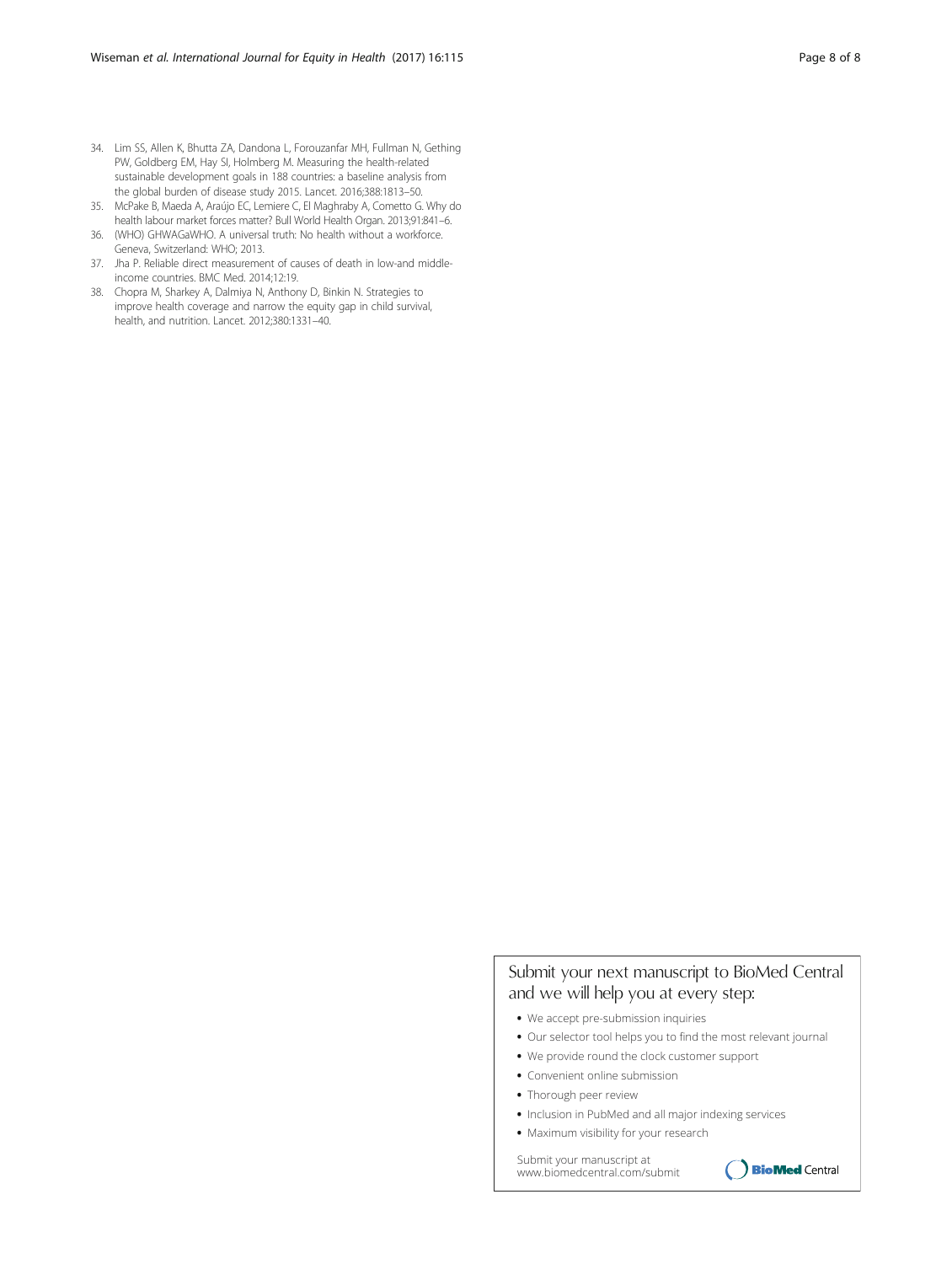34. Lim SS, Allen K, Bhutta ZA, Dandona L, Forouzanfar MH, Fullman N, Gething PW, Goldberg EM, Hay SI, Holmberg M. Measuring the health-related sustainable development goals in 188 countries: a baseline analysis from the global burden of disease study 2015. Lancet. 2016;388:1813–50.
35. McPake B, Maeda A, Araújo EC, Lemiere C, El Maghraby A, Cometto G. Why do health labour market forces matter? Bull World Health Organ. 2013;91:841–6.
36. (WHO) GHWAGaWHO. A universal truth: No health without a workforce. Geneva, Switzerland: WHO; 2013.
37. Jha P. Reliable direct measurement of causes of death in low-and middle-income countries. BMC Med. 2014;12:19.
38. Chopra M, Sharkey A, Dalmiya N, Anthony D, Binkin N. Strategies to improve health coverage and narrow the equity gap in child survival, health, and nutrition. Lancet. 2012;380:1331–40.

Submit your next manuscript to BioMed Central and we will help you at every step:

- We accept pre-submission inquiries
- Our selector tool helps you to find the most relevant journal
- We provide round the clock customer support
- Convenient online submission
- Thorough peer review
- Inclusion in PubMed and all major indexing services
- Maximum visibility for your research

Submit your manuscript at www.biomedcentral.com/submit

BioMed Central